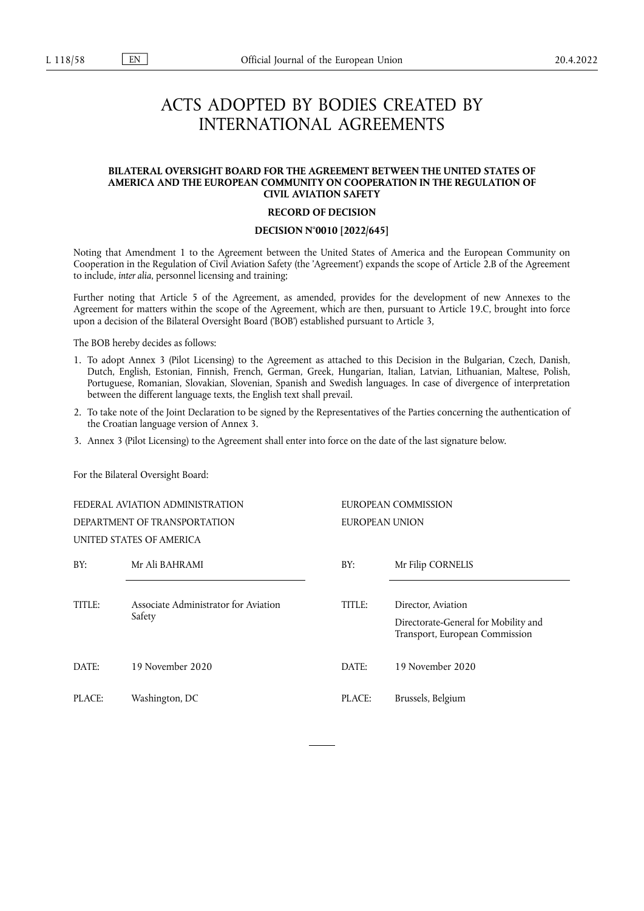# ACTS ADOPTED BY BODIES CREATED BY INTERNATIONAL AGREEMENTS

**BILATERAL OVERSIGHT BOARD FOR THE AGREEMENT BETWEEN THE UNITED STATES OF AMERICA AND THE EUROPEAN COMMUNITY ON COOPERATION IN THE REGULATION OF CIVIL AVIATION SAFETY**

**RECORD OF DECISION**

**DECISION N°0010 [2022/645]**

Noting that Amendment 1 to the Agreement between the United States of America and the European Community on Cooperation in the Regulation of Civil Aviation Safety (the 'Agreement') expands the scope of Article 2.B of the Agreement to include, *inter alia*, personnel licensing and training;

Further noting that Article 5 of the Agreement, as amended, provides for the development of new Annexes to the Agreement for matters within the scope of the Agreement, which are then, pursuant to Article 19.C, brought into force upon a decision of the Bilateral Oversight Board ('BOB') established pursuant to Article 3,

The BOB hereby decides as follows:

1. To adopt Annex 3 (Pilot Licensing) to the Agreement as attached to this Decision in the Bulgarian, Czech, Danish, Dutch, English, Estonian, Finnish, French, German, Greek, Hungarian, Italian, Latvian, Lithuanian, Maltese, Polish, Portuguese, Romanian, Slovakian, Slovenian, Spanish and Swedish languages. In case of divergence of interpretation between the different language texts, the English text shall prevail.
2. To take note of the Joint Declaration to be signed by the Representatives of the Parties concerning the authentication of the Croatian language version of Annex 3.
3. Annex 3 (Pilot Licensing) to the Agreement shall enter into force on the date of the last signature below.

For the Bilateral Oversight Board:

FEDERAL AVIATION ADMINISTRATION
DEPARTMENT OF TRANSPORTATION
UNITED STATES OF AMERICA

BY: Mr Ali BAHRAMI

TITLE: Associate Administrator for Aviation Safety

DATE: 19 November 2020

PLACE: Washington, DC

EUROPEAN COMMISSION
EUROPEAN UNION

BY: Mr Filip CORNELIS

TITLE: Director, Aviation
Directorate-General for Mobility and Transport, European Commission

DATE: 19 November 2020

PLACE: Brussels, Belgium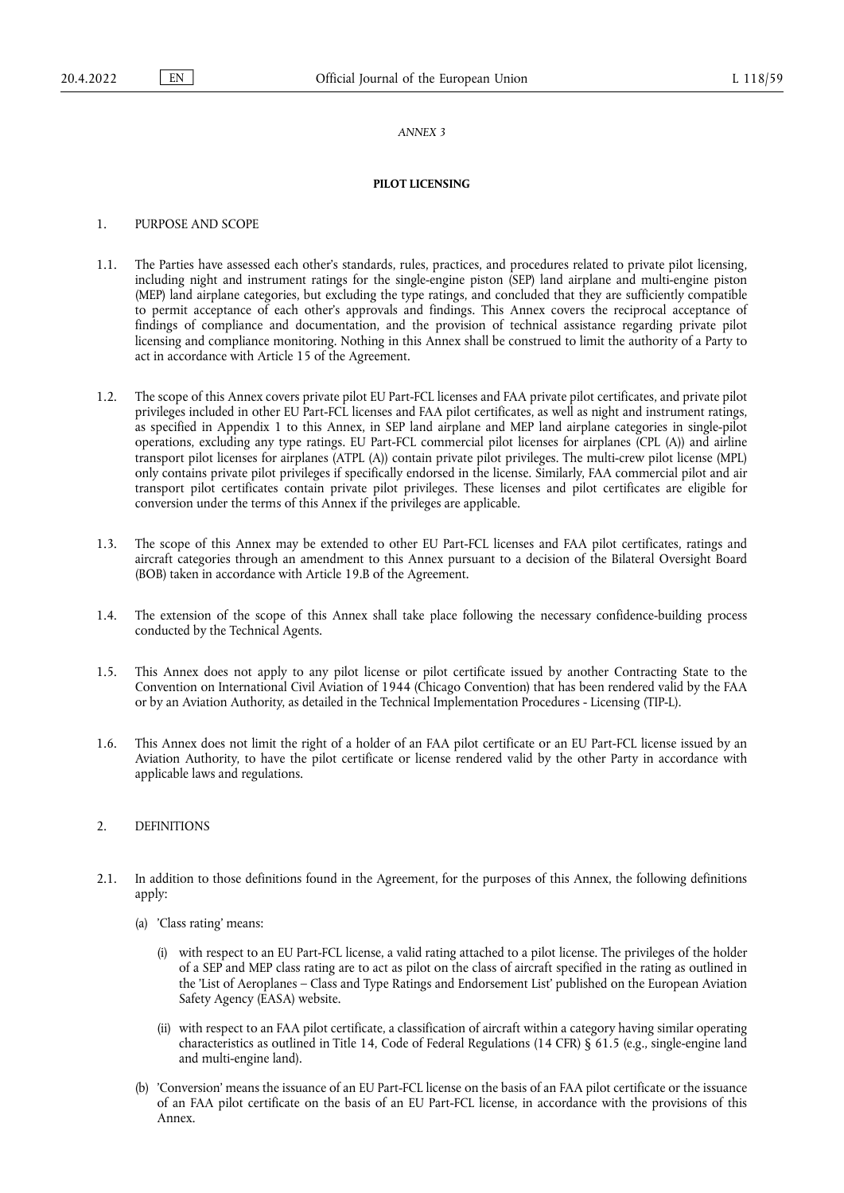*ANNEX 3*

## PILOT LICENSING

1. PURPOSE AND SCOPE

1.1. The Parties have assessed each other's standards, rules, practices, and procedures related to private pilot licensing, including night and instrument ratings for the single-engine piston (SEP) land airplane and multi-engine piston (MEP) land airplane categories, but excluding the type ratings, and concluded that they are sufficiently compatible to permit acceptance of each other's approvals and findings. This Annex covers the reciprocal acceptance of findings of compliance and documentation, and the provision of technical assistance regarding private pilot licensing and compliance monitoring. Nothing in this Annex shall be construed to limit the authority of a Party to act in accordance with Article 15 of the Agreement.

1.2. The scope of this Annex covers private pilot EU Part-FCL licenses and FAA private pilot certificates, and private pilot privileges included in other EU Part-FCL licenses and FAA pilot certificates, as well as night and instrument ratings, as specified in Appendix 1 to this Annex, in SEP land airplane and MEP land airplane categories in single-pilot operations, excluding any type ratings. EU Part-FCL commercial pilot licenses for airplanes (CPL (A)) and airline transport pilot licenses for airplanes (ATPL (A)) contain private pilot privileges. The multi-crew pilot license (MPL) only contains private pilot privileges if specifically endorsed in the license. Similarly, FAA commercial pilot and air transport pilot certificates contain private pilot privileges. These licenses and pilot certificates are eligible for conversion under the terms of this Annex if the privileges are applicable.

1.3. The scope of this Annex may be extended to other EU Part-FCL licenses and FAA pilot certificates, ratings and aircraft categories through an amendment to this Annex pursuant to a decision of the Bilateral Oversight Board (BOB) taken in accordance with Article 19.B of the Agreement.

1.4. The extension of the scope of this Annex shall take place following the necessary confidence-building process conducted by the Technical Agents.

1.5. This Annex does not apply to any pilot license or pilot certificate issued by another Contracting State to the Convention on International Civil Aviation of 1944 (Chicago Convention) that has been rendered valid by the FAA or by an Aviation Authority, as detailed in the Technical Implementation Procedures - Licensing (TIP-L).

1.6. This Annex does not limit the right of a holder of an FAA pilot certificate or an EU Part-FCL license issued by an Aviation Authority, to have the pilot certificate or license rendered valid by the other Party in accordance with applicable laws and regulations.

2. DEFINITIONS

2.1. In addition to those definitions found in the Agreement, for the purposes of this Annex, the following definitions apply:

(a) 'Class rating' means:

(i) with respect to an EU Part-FCL license, a valid rating attached to a pilot license. The privileges of the holder of a SEP and MEP class rating are to act as pilot on the class of aircraft specified in the rating as outlined in the 'List of Aeroplanes – Class and Type Ratings and Endorsement List' published on the European Aviation Safety Agency (EASA) website.

(ii) with respect to an FAA pilot certificate, a classification of aircraft within a category having similar operating characteristics as outlined in Title 14, Code of Federal Regulations (14 CFR) § 61.5 (e.g., single-engine land and multi-engine land).

(b) 'Conversion' means the issuance of an EU Part-FCL license on the basis of an FAA pilot certificate or the issuance of an FAA pilot certificate on the basis of an EU Part-FCL license, in accordance with the provisions of this Annex.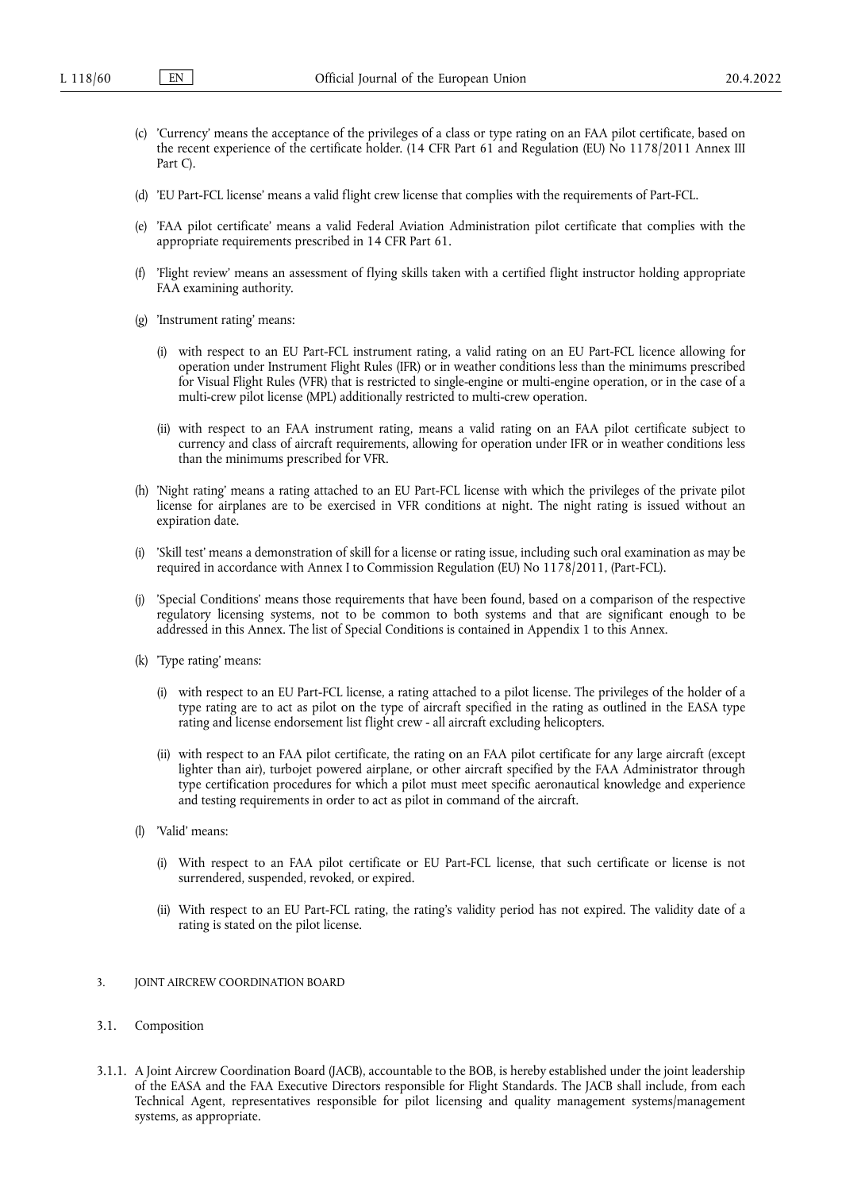(c) 'Currency' means the acceptance of the privileges of a class or type rating on an FAA pilot certificate, based on the recent experience of the certificate holder. (14 CFR Part 61 and Regulation (EU) No 1178/2011 Annex III Part C).

(d) 'EU Part-FCL license' means a valid flight crew license that complies with the requirements of Part-FCL.

(e) 'FAA pilot certificate' means a valid Federal Aviation Administration pilot certificate that complies with the appropriate requirements prescribed in 14 CFR Part 61.

(f) 'Flight review' means an assessment of flying skills taken with a certified flight instructor holding appropriate FAA examining authority.

(g) 'Instrument rating' means:

(i) with respect to an EU Part-FCL instrument rating, a valid rating on an EU Part-FCL licence allowing for operation under Instrument Flight Rules (IFR) or in weather conditions less than the minimums prescribed for Visual Flight Rules (VFR) that is restricted to single-engine or multi-engine operation, or in the case of a multi-crew pilot license (MPL) additionally restricted to multi-crew operation.

(ii) with respect to an FAA instrument rating, means a valid rating on an FAA pilot certificate subject to currency and class of aircraft requirements, allowing for operation under IFR or in weather conditions less than the minimums prescribed for VFR.

(h) 'Night rating' means a rating attached to an EU Part-FCL license with which the privileges of the private pilot license for airplanes are to be exercised in VFR conditions at night. The night rating is issued without an expiration date.

(i) 'Skill test' means a demonstration of skill for a license or rating issue, including such oral examination as may be required in accordance with Annex I to Commission Regulation (EU) No 1178/2011, (Part-FCL).

(j) 'Special Conditions' means those requirements that have been found, based on a comparison of the respective regulatory licensing systems, not to be common to both systems and that are significant enough to be addressed in this Annex. The list of Special Conditions is contained in Appendix 1 to this Annex.

(k) 'Type rating' means:

(i) with respect to an EU Part-FCL license, a rating attached to a pilot license. The privileges of the holder of a type rating are to act as pilot on the type of aircraft specified in the rating as outlined in the EASA type rating and license endorsement list flight crew - all aircraft excluding helicopters.

(ii) with respect to an FAA pilot certificate, the rating on an FAA pilot certificate for any large aircraft (except lighter than air), turbojet powered airplane, or other aircraft specified by the FAA Administrator through type certification procedures for which a pilot must meet specific aeronautical knowledge and experience and testing requirements in order to act as pilot in command of the aircraft.

(l) 'Valid' means:

(i) With respect to an FAA pilot certificate or EU Part-FCL license, that such certificate or license is not surrendered, suspended, revoked, or expired.

(ii) With respect to an EU Part-FCL rating, the rating's validity period has not expired. The validity date of a rating is stated on the pilot license.

## 3. JOINT AIRCREW COORDINATION BOARD

### 3.1. Composition

3.1.1. A Joint Aircrew Coordination Board (JACB), accountable to the BOB, is hereby established under the joint leadership of the EASA and the FAA Executive Directors responsible for Flight Standards. The JACB shall include, from each Technical Agent, representatives responsible for pilot licensing and quality management systems/management systems, as appropriate.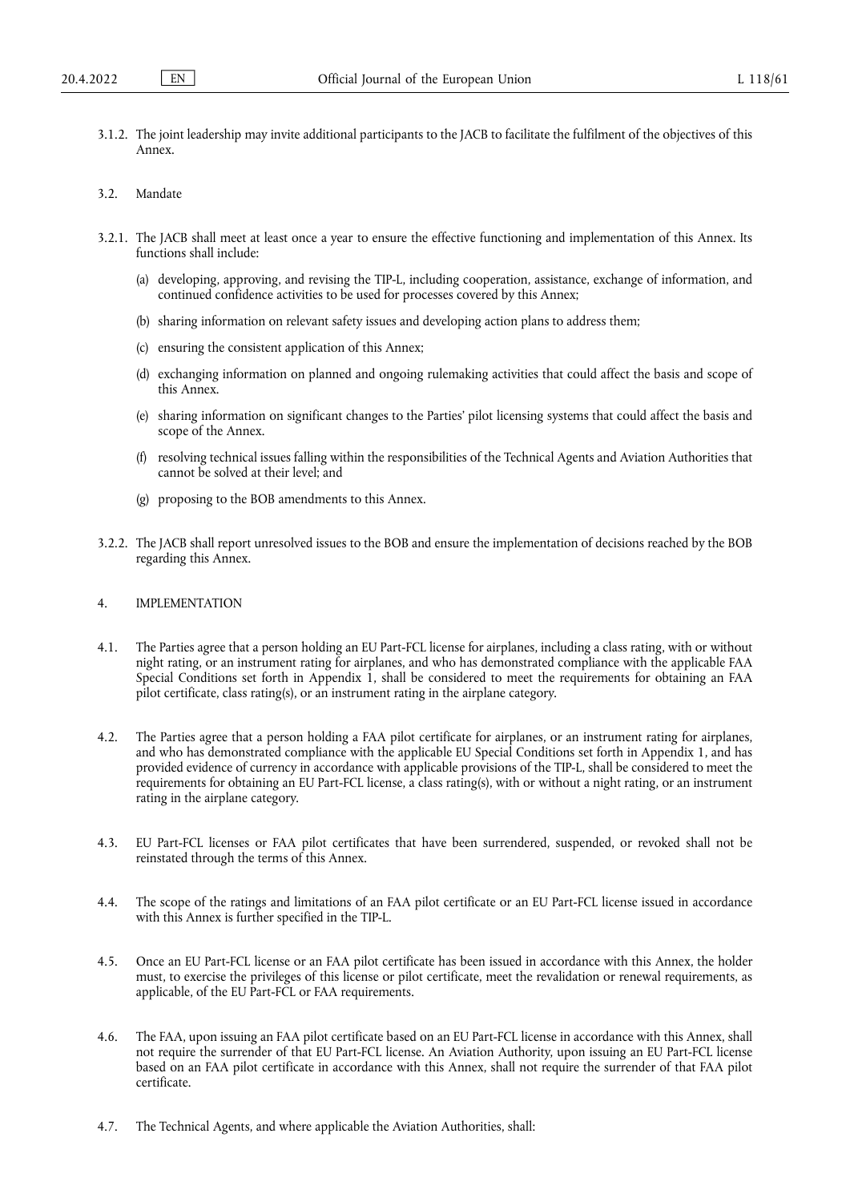3.1.2. The joint leadership may invite additional participants to the JACB to facilitate the fulfilment of the objectives of this Annex.

3.2. Mandate

3.2.1. The JACB shall meet at least once a year to ensure the effective functioning and implementation of this Annex. Its functions shall include:

(a) developing, approving, and revising the TIP-L, including cooperation, assistance, exchange of information, and continued confidence activities to be used for processes covered by this Annex;

(b) sharing information on relevant safety issues and developing action plans to address them;

(c) ensuring the consistent application of this Annex;

(d) exchanging information on planned and ongoing rulemaking activities that could affect the basis and scope of this Annex.

(e) sharing information on significant changes to the Parties' pilot licensing systems that could affect the basis and scope of the Annex.

(f) resolving technical issues falling within the responsibilities of the Technical Agents and Aviation Authorities that cannot be solved at their level; and

(g) proposing to the BOB amendments to this Annex.

3.2.2. The JACB shall report unresolved issues to the BOB and ensure the implementation of decisions reached by the BOB regarding this Annex.

4. IMPLEMENTATION

4.1. The Parties agree that a person holding an EU Part-FCL license for airplanes, including a class rating, with or without night rating, or an instrument rating for airplanes, and who has demonstrated compliance with the applicable FAA Special Conditions set forth in Appendix 1, shall be considered to meet the requirements for obtaining an FAA pilot certificate, class rating(s), or an instrument rating in the airplane category.

4.2. The Parties agree that a person holding a FAA pilot certificate for airplanes, or an instrument rating for airplanes, and who has demonstrated compliance with the applicable EU Special Conditions set forth in Appendix 1, and has provided evidence of currency in accordance with applicable provisions of the TIP-L, shall be considered to meet the requirements for obtaining an EU Part-FCL license, a class rating(s), with or without a night rating, or an instrument rating in the airplane category.

4.3. EU Part-FCL licenses or FAA pilot certificates that have been surrendered, suspended, or revoked shall not be reinstated through the terms of this Annex.

4.4. The scope of the ratings and limitations of an FAA pilot certificate or an EU Part-FCL license issued in accordance with this Annex is further specified in the TIP-L.

4.5. Once an EU Part-FCL license or an FAA pilot certificate has been issued in accordance with this Annex, the holder must, to exercise the privileges of this license or pilot certificate, meet the revalidation or renewal requirements, as applicable, of the EU Part-FCL or FAA requirements.

4.6. The FAA, upon issuing an FAA pilot certificate based on an EU Part-FCL license in accordance with this Annex, shall not require the surrender of that EU Part-FCL license. An Aviation Authority, upon issuing an EU Part-FCL license based on an FAA pilot certificate in accordance with this Annex, shall not require the surrender of that FAA pilot certificate.

4.7. The Technical Agents, and where applicable the Aviation Authorities, shall: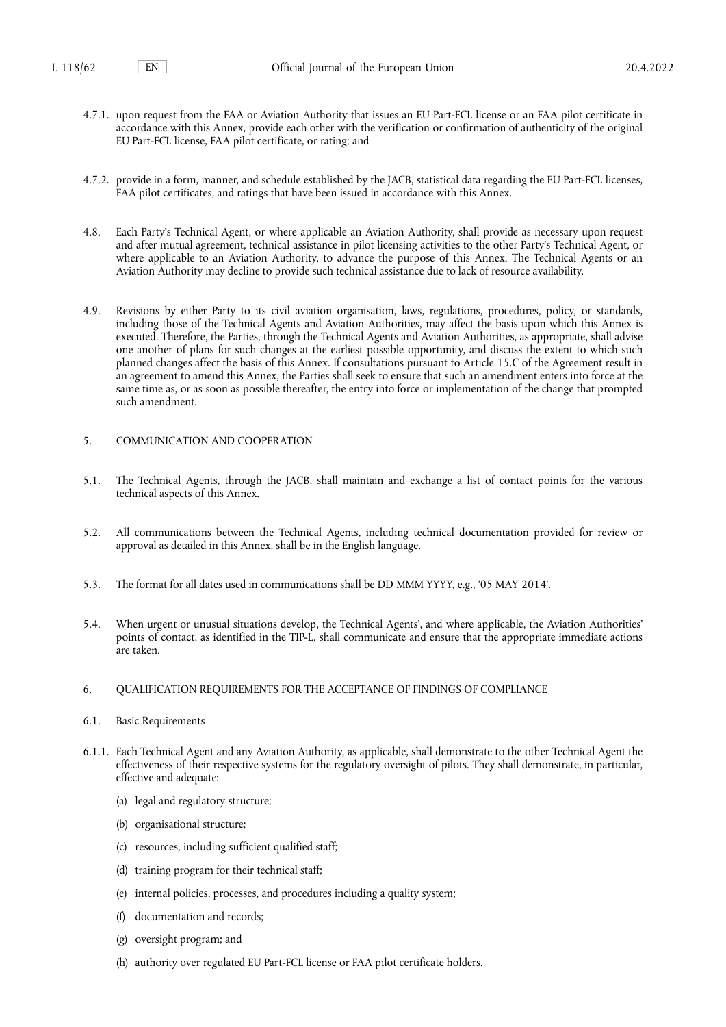4.7.1. upon request from the FAA or Aviation Authority that issues an EU Part-FCL license or an FAA pilot certificate in accordance with this Annex, provide each other with the verification or confirmation of authenticity of the original EU Part-FCL license, FAA pilot certificate, or rating; and

4.7.2. provide in a form, manner, and schedule established by the JACB, statistical data regarding the EU Part-FCL licenses, FAA pilot certificates, and ratings that have been issued in accordance with this Annex.

4.8. Each Party's Technical Agent, or where applicable an Aviation Authority, shall provide as necessary upon request and after mutual agreement, technical assistance in pilot licensing activities to the other Party's Technical Agent, or where applicable to an Aviation Authority, to advance the purpose of this Annex. The Technical Agents or an Aviation Authority may decline to provide such technical assistance due to lack of resource availability.

4.9. Revisions by either Party to its civil aviation organisation, laws, regulations, procedures, policy, or standards, including those of the Technical Agents and Aviation Authorities, may affect the basis upon which this Annex is executed. Therefore, the Parties, through the Technical Agents and Aviation Authorities, as appropriate, shall advise one another of plans for such changes at the earliest possible opportunity, and discuss the extent to which such planned changes affect the basis of this Annex. If consultations pursuant to Article 15.C of the Agreement result in an agreement to amend this Annex, the Parties shall seek to ensure that such an amendment enters into force at the same time as, or as soon as possible thereafter, the entry into force or implementation of the change that prompted such amendment.

## 5. COMMUNICATION AND COOPERATION

5.1. The Technical Agents, through the JACB, shall maintain and exchange a list of contact points for the various technical aspects of this Annex.

5.2. All communications between the Technical Agents, including technical documentation provided for review or approval as detailed in this Annex, shall be in the English language.

5.3. The format for all dates used in communications shall be DD MMM YYYY, e.g., '05 MAY 2014'.

5.4. When urgent or unusual situations develop, the Technical Agents', and where applicable, the Aviation Authorities' points of contact, as identified in the TIP-L, shall communicate and ensure that the appropriate immediate actions are taken.

## 6. QUALIFICATION REQUIREMENTS FOR THE ACCEPTANCE OF FINDINGS OF COMPLIANCE

6.1. Basic Requirements

6.1.1. Each Technical Agent and any Aviation Authority, as applicable, shall demonstrate to the other Technical Agent the effectiveness of their respective systems for the regulatory oversight of pilots. They shall demonstrate, in particular, effective and adequate:

(a) legal and regulatory structure;

(b) organisational structure;

(c) resources, including sufficient qualified staff;

(d) training program for their technical staff;

(e) internal policies, processes, and procedures including a quality system;

(f) documentation and records;

(g) oversight program; and

(h) authority over regulated EU Part-FCL license or FAA pilot certificate holders.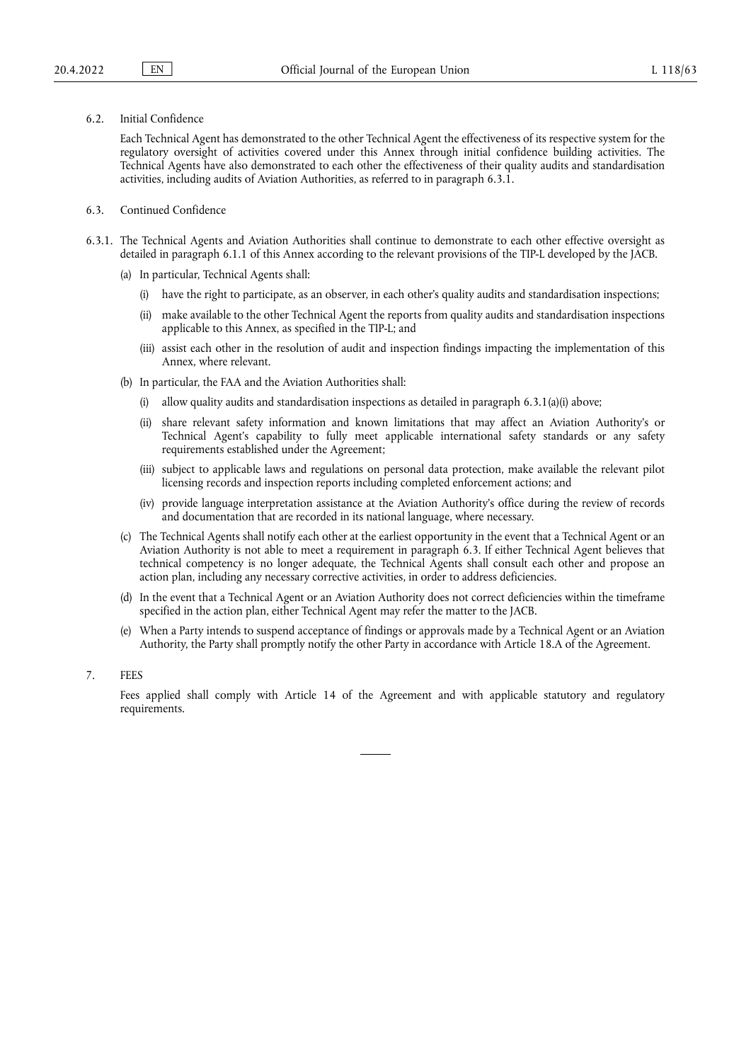6.2. Initial Confidence

Each Technical Agent has demonstrated to the other Technical Agent the effectiveness of its respective system for the regulatory oversight of activities covered under this Annex through initial confidence building activities. The Technical Agents have also demonstrated to each other the effectiveness of their quality audits and standardisation activities, including audits of Aviation Authorities, as referred to in paragraph 6.3.1.

6.3. Continued Confidence

6.3.1. The Technical Agents and Aviation Authorities shall continue to demonstrate to each other effective oversight as detailed in paragraph 6.1.1 of this Annex according to the relevant provisions of the TIP-L developed by the JACB.

(a) In particular, Technical Agents shall:

(i) have the right to participate, as an observer, in each other's quality audits and standardisation inspections;

(ii) make available to the other Technical Agent the reports from quality audits and standardisation inspections applicable to this Annex, as specified in the TIP-L; and

(iii) assist each other in the resolution of audit and inspection findings impacting the implementation of this Annex, where relevant.

(b) In particular, the FAA and the Aviation Authorities shall:

(i) allow quality audits and standardisation inspections as detailed in paragraph 6.3.1(a)(i) above;

(ii) share relevant safety information and known limitations that may affect an Aviation Authority's or Technical Agent's capability to fully meet applicable international safety standards or any safety requirements established under the Agreement;

(iii) subject to applicable laws and regulations on personal data protection, make available the relevant pilot licensing records and inspection reports including completed enforcement actions; and

(iv) provide language interpretation assistance at the Aviation Authority's office during the review of records and documentation that are recorded in its national language, where necessary.

(c) The Technical Agents shall notify each other at the earliest opportunity in the event that a Technical Agent or an Aviation Authority is not able to meet a requirement in paragraph 6.3. If either Technical Agent believes that technical competency is no longer adequate, the Technical Agents shall consult each other and propose an action plan, including any necessary corrective activities, in order to address deficiencies.

(d) In the event that a Technical Agent or an Aviation Authority does not correct deficiencies within the timeframe specified in the action plan, either Technical Agent may refer the matter to the JACB.

(e) When a Party intends to suspend acceptance of findings or approvals made by a Technical Agent or an Aviation Authority, the Party shall promptly notify the other Party in accordance with Article 18.A of the Agreement.

7. FEES

Fees applied shall comply with Article 14 of the Agreement and with applicable statutory and regulatory requirements.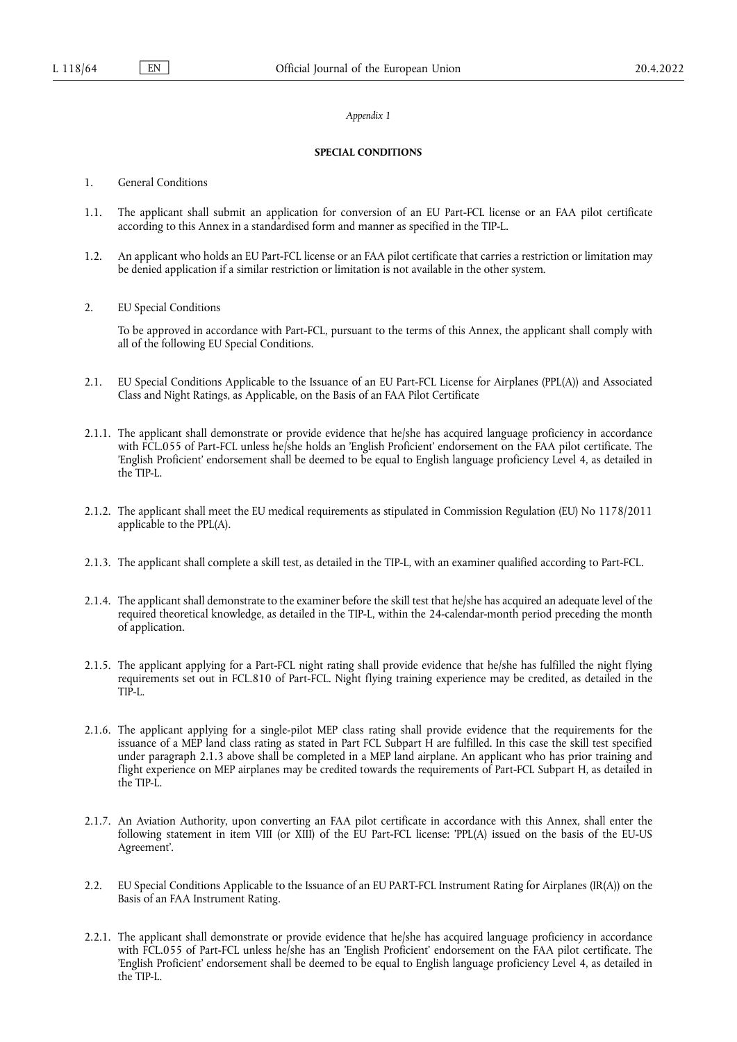*Appendix 1*

**SPECIAL CONDITIONS**

1. General Conditions

1.1. The applicant shall submit an application for conversion of an EU Part-FCL license or an FAA pilot certificate according to this Annex in a standardised form and manner as specified in the TIP-L.

1.2. An applicant who holds an EU Part-FCL license or an FAA pilot certificate that carries a restriction or limitation may be denied application if a similar restriction or limitation is not available in the other system.

2. EU Special Conditions

To be approved in accordance with Part-FCL, pursuant to the terms of this Annex, the applicant shall comply with all of the following EU Special Conditions.

2.1. EU Special Conditions Applicable to the Issuance of an EU Part-FCL License for Airplanes (PPL(A)) and Associated Class and Night Ratings, as Applicable, on the Basis of an FAA Pilot Certificate

2.1.1. The applicant shall demonstrate or provide evidence that he/she has acquired language proficiency in accordance with FCL.055 of Part-FCL unless he/she holds an 'English Proficient' endorsement on the FAA pilot certificate. The 'English Proficient' endorsement shall be deemed to be equal to English language proficiency Level 4, as detailed in the TIP-L.

2.1.2. The applicant shall meet the EU medical requirements as stipulated in Commission Regulation (EU) No 1178/2011 applicable to the PPL(A).

2.1.3. The applicant shall complete a skill test, as detailed in the TIP-L, with an examiner qualified according to Part-FCL.

2.1.4. The applicant shall demonstrate to the examiner before the skill test that he/she has acquired an adequate level of the required theoretical knowledge, as detailed in the TIP-L, within the 24-calendar-month period preceding the month of application.

2.1.5. The applicant applying for a Part-FCL night rating shall provide evidence that he/she has fulfilled the night flying requirements set out in FCL.810 of Part-FCL. Night flying training experience may be credited, as detailed in the TIP-L.

2.1.6. The applicant applying for a single-pilot MEP class rating shall provide evidence that the requirements for the issuance of a MEP land class rating as stated in Part FCL Subpart H are fulfilled. In this case the skill test specified under paragraph 2.1.3 above shall be completed in a MEP land airplane. An applicant who has prior training and flight experience on MEP airplanes may be credited towards the requirements of Part-FCL Subpart H, as detailed in the TIP-L.

2.1.7. An Aviation Authority, upon converting an FAA pilot certificate in accordance with this Annex, shall enter the following statement in item VIII (or XIII) of the EU Part-FCL license: 'PPL(A) issued on the basis of the EU-US Agreement'.

2.2. EU Special Conditions Applicable to the Issuance of an EU PART-FCL Instrument Rating for Airplanes (IR(A)) on the Basis of an FAA Instrument Rating.

2.2.1. The applicant shall demonstrate or provide evidence that he/she has acquired language proficiency in accordance with FCL.055 of Part-FCL unless he/she has an 'English Proficient' endorsement on the FAA pilot certificate. The 'English Proficient' endorsement shall be deemed to be equal to English language proficiency Level 4, as detailed in the TIP-L.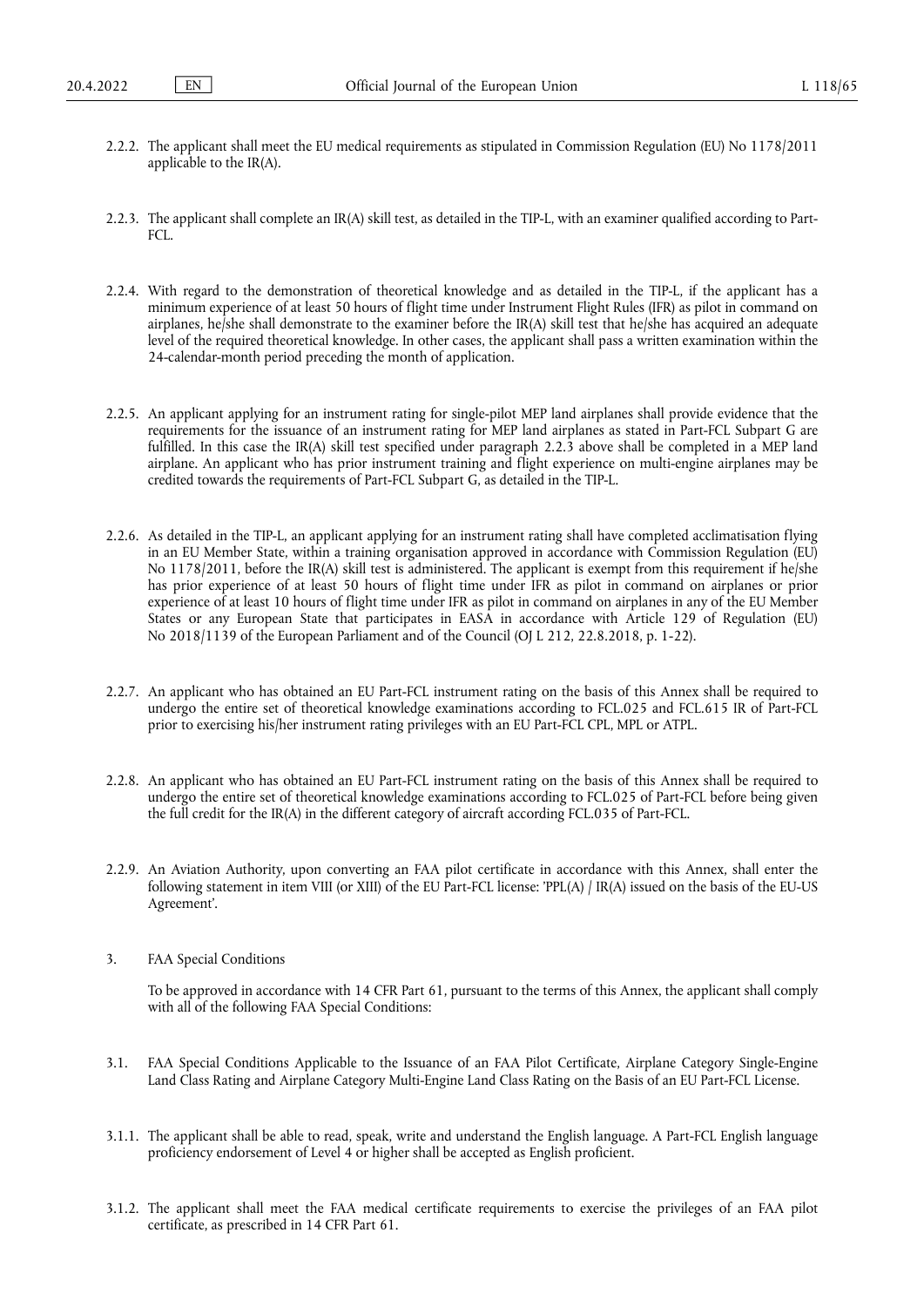2.2.2. The applicant shall meet the EU medical requirements as stipulated in Commission Regulation (EU) No 1178/2011 applicable to the IR(A).

2.2.3. The applicant shall complete an IR(A) skill test, as detailed in the TIP-L, with an examiner qualified according to Part-FCL.

2.2.4. With regard to the demonstration of theoretical knowledge and as detailed in the TIP-L, if the applicant has a minimum experience of at least 50 hours of flight time under Instrument Flight Rules (IFR) as pilot in command on airplanes, he/she shall demonstrate to the examiner before the IR(A) skill test that he/she has acquired an adequate level of the required theoretical knowledge. In other cases, the applicant shall pass a written examination within the 24-calendar-month period preceding the month of application.

2.2.5. An applicant applying for an instrument rating for single-pilot MEP land airplanes shall provide evidence that the requirements for the issuance of an instrument rating for MEP land airplanes as stated in Part-FCL Subpart G are fulfilled. In this case the IR(A) skill test specified under paragraph 2.2.3 above shall be completed in a MEP land airplane. An applicant who has prior instrument training and flight experience on multi-engine airplanes may be credited towards the requirements of Part-FCL Subpart G, as detailed in the TIP-L.

2.2.6. As detailed in the TIP-L, an applicant applying for an instrument rating shall have completed acclimatisation flying in an EU Member State, within a training organisation approved in accordance with Commission Regulation (EU) No 1178/2011, before the IR(A) skill test is administered. The applicant is exempt from this requirement if he/she has prior experience of at least 50 hours of flight time under IFR as pilot in command on airplanes or prior experience of at least 10 hours of flight time under IFR as pilot in command on airplanes in any of the EU Member States or any European State that participates in EASA in accordance with Article 129 of Regulation (EU) No 2018/1139 of the European Parliament and of the Council (OJ L 212, 22.8.2018, p. 1-22).

2.2.7. An applicant who has obtained an EU Part-FCL instrument rating on the basis of this Annex shall be required to undergo the entire set of theoretical knowledge examinations according to FCL.025 and FCL.615 IR of Part-FCL prior to exercising his/her instrument rating privileges with an EU Part-FCL CPL, MPL or ATPL.

2.2.8. An applicant who has obtained an EU Part-FCL instrument rating on the basis of this Annex shall be required to undergo the entire set of theoretical knowledge examinations according to FCL.025 of Part-FCL before being given the full credit for the IR(A) in the different category of aircraft according FCL.035 of Part-FCL.

2.2.9. An Aviation Authority, upon converting an FAA pilot certificate in accordance with this Annex, shall enter the following statement in item VIII (or XIII) of the EU Part-FCL license: 'PPL(A) / IR(A) issued on the basis of the EU-US Agreement'.

3. FAA Special Conditions

To be approved in accordance with 14 CFR Part 61, pursuant to the terms of this Annex, the applicant shall comply with all of the following FAA Special Conditions:

3.1. FAA Special Conditions Applicable to the Issuance of an FAA Pilot Certificate, Airplane Category Single-Engine Land Class Rating and Airplane Category Multi-Engine Land Class Rating on the Basis of an EU Part-FCL License.

3.1.1. The applicant shall be able to read, speak, write and understand the English language. A Part-FCL English language proficiency endorsement of Level 4 or higher shall be accepted as English proficient.

3.1.2. The applicant shall meet the FAA medical certificate requirements to exercise the privileges of an FAA pilot certificate, as prescribed in 14 CFR Part 61.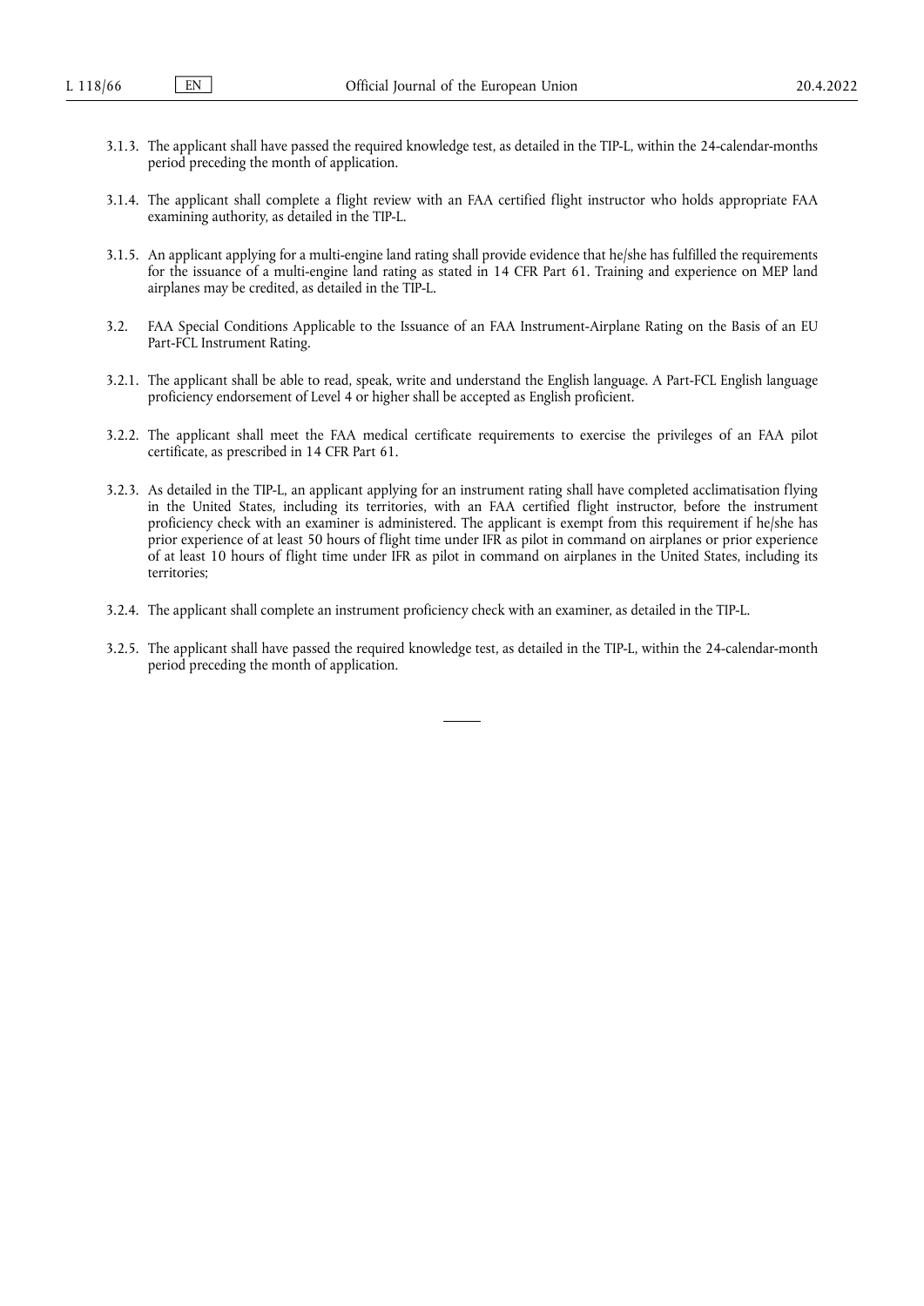3.1.3. The applicant shall have passed the required knowledge test, as detailed in the TIP-L, within the 24-calendar-months period preceding the month of application.

3.1.4. The applicant shall complete a flight review with an FAA certified flight instructor who holds appropriate FAA examining authority, as detailed in the TIP-L.

3.1.5. An applicant applying for a multi-engine land rating shall provide evidence that he/she has fulfilled the requirements for the issuance of a multi-engine land rating as stated in 14 CFR Part 61. Training and experience on MEP land airplanes may be credited, as detailed in the TIP-L.

3.2. FAA Special Conditions Applicable to the Issuance of an FAA Instrument-Airplane Rating on the Basis of an EU Part-FCL Instrument Rating.

3.2.1. The applicant shall be able to read, speak, write and understand the English language. A Part-FCL English language proficiency endorsement of Level 4 or higher shall be accepted as English proficient.

3.2.2. The applicant shall meet the FAA medical certificate requirements to exercise the privileges of an FAA pilot certificate, as prescribed in 14 CFR Part 61.

3.2.3. As detailed in the TIP-L, an applicant applying for an instrument rating shall have completed acclimatisation flying in the United States, including its territories, with an FAA certified flight instructor, before the instrument proficiency check with an examiner is administered. The applicant is exempt from this requirement if he/she has prior experience of at least 50 hours of flight time under IFR as pilot in command on airplanes or prior experience of at least 10 hours of flight time under IFR as pilot in command on airplanes in the United States, including its territories;

3.2.4. The applicant shall complete an instrument proficiency check with an examiner, as detailed in the TIP-L.

3.2.5. The applicant shall have passed the required knowledge test, as detailed in the TIP-L, within the 24-calendar-month period preceding the month of application.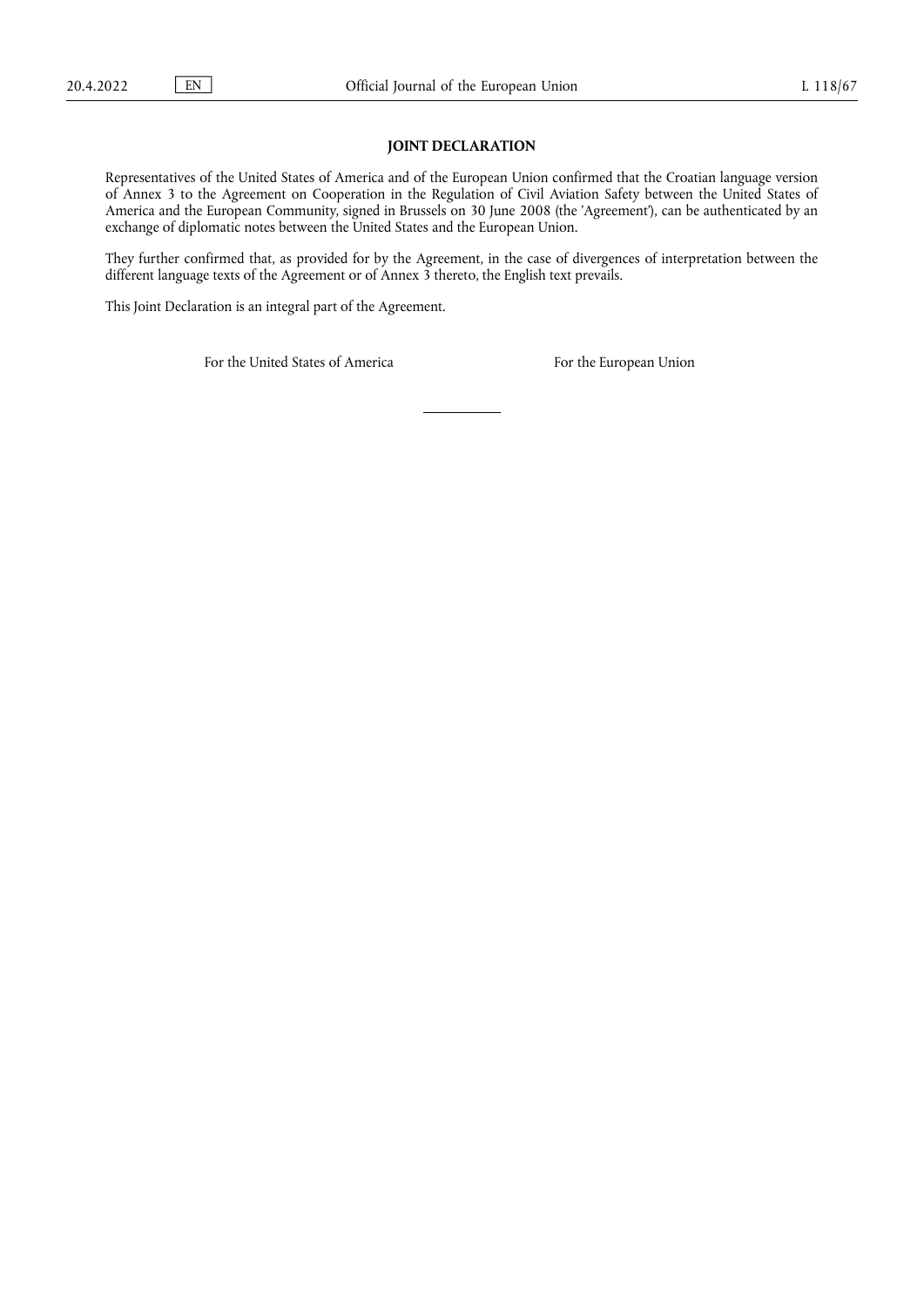## JOINT DECLARATION

Representatives of the United States of America and of the European Union confirmed that the Croatian language version of Annex 3 to the Agreement on Cooperation in the Regulation of Civil Aviation Safety between the United States of America and the European Community, signed in Brussels on 30 June 2008 (the 'Agreement'), can be authenticated by an exchange of diplomatic notes between the United States and the European Union.

They further confirmed that, as provided for by the Agreement, in the case of divergences of interpretation between the different language texts of the Agreement or of Annex 3 thereto, the English text prevails.

This Joint Declaration is an integral part of the Agreement.

For the United States of America

For the European Union